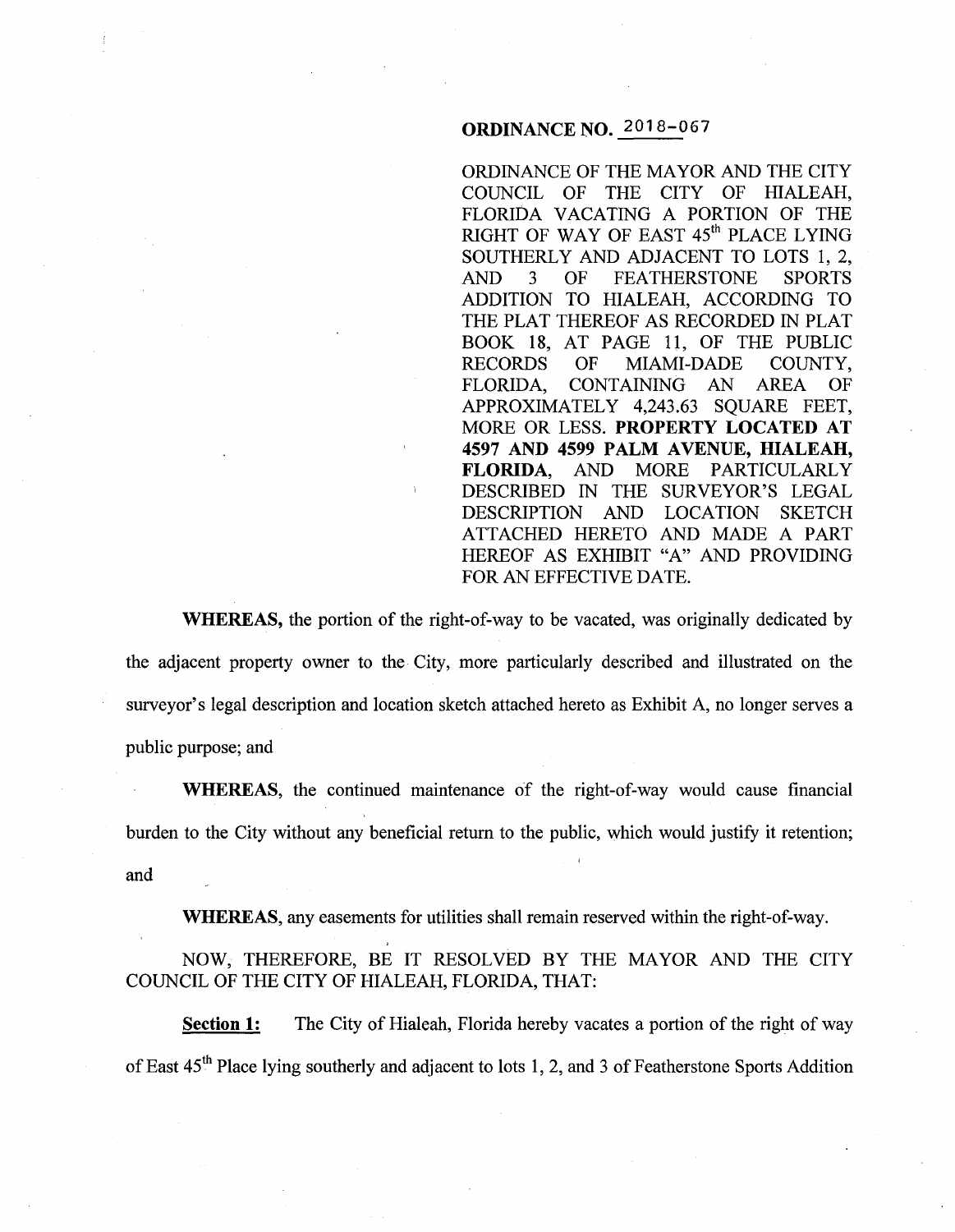# ORDINANCE NO. 2018-067

ORDINANCE OF THE MAYOR AND THE CITY COUNCIL OF THE CITY OF HIALEAH, FLORIDA VACATING A PORTION OF THE RIGHT OF WAY OF EAST 45th PLACE LYING SOUTHERLY AND ADJACENT TO LOTS 1, 2, AND 3 OF FEATHERSTONE SPORTS ADDITION TO HIALEAH, ACCORDING TO THE PLAT THEREOF AS RECORDED IN PLAT BOOK 18, AT PAGE 11, OF THE PUBLIC RECORDS OF MIAMI-DADE COUNTY, FLORIDA, CONTAINING AN AREA OF APPROXIMATELY 4,243.63 SQUARE FEET, MORE OR LESS. **PROPERTY LOCATED AT 4597 AND 4599 PALM AVENUE, HIALEAH, FLORIDA**, AND MORE PARTICULARLY DESCRIBED IN THE SURVEYOR'S LEGAL DESCRIPTION AND LOCATION SKETCH ATTACHED HERETO AND MADE A PART HEREOF AS EXHIBIT "A" AND PROVIDING FOR AN EFFECTIVE DATE.

**WHEREAS,** the portion of the right-of-way to be vacated, was originally dedicated by the adjacent property owner to the City, more particularly described and illustrated on the surveyor's legal description and location sketch attached hereto as Exhibit A, no longer serves a public purpose; and

**WHEREAS**, the continued maintenance of the right-of-way would cause financial burden to the City without any beneficial return to the public, which would justify it retention; and

**WHEREAS**, any easements for utilities shall remain reserved within the right-of-way.

NOW, THEREFORE, BE IT RESOLVED BY THE MAYOR AND THE CITY COUNCIL OF THE CITY OF HIALEAH, FLORIDA, THAT:

**Section 1:** The City of Hialeah, Florida hereby vacates a portion of the right of way of East 45th Place lying southerly and adjacent to lots 1, 2, and 3 of Featherstone Sports Addition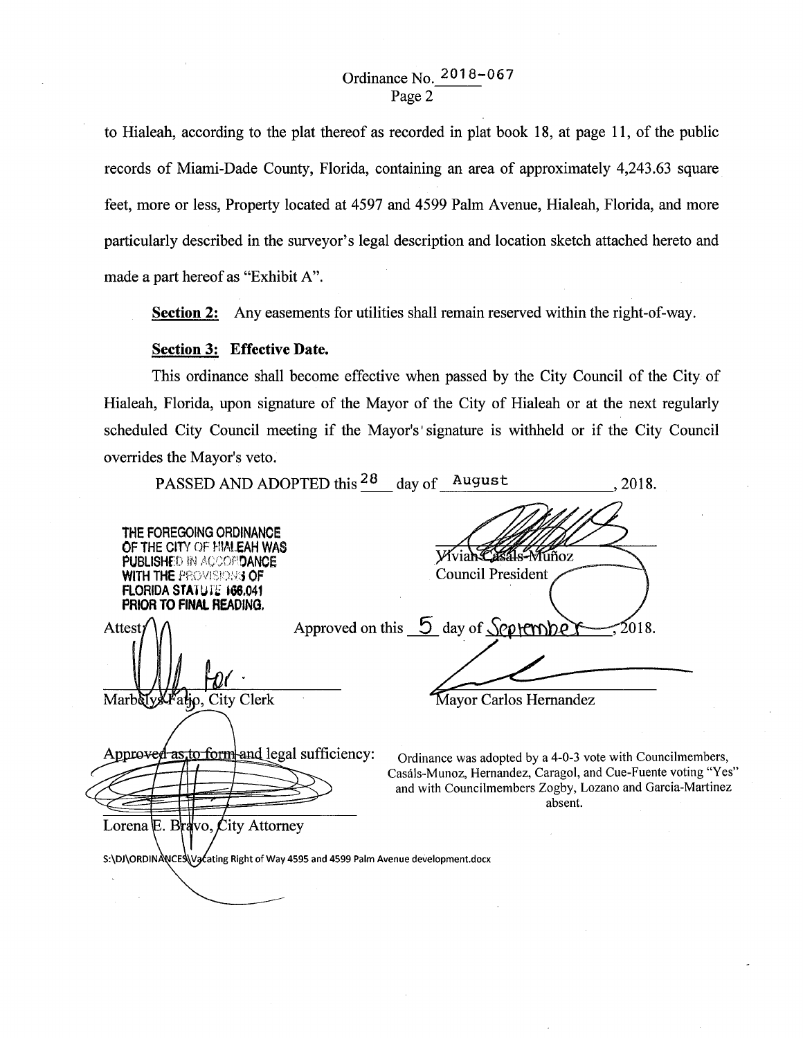to Hialeah, according to the plat thereof as recorded in plat book 18, at page 11, of the public records of Miami-Dade County, Florida, containing an area of approximately 4,243.63 square feet, more or less, Property located at 4597 and 4599 Palm Avenue, Hialeah, Florida, and more particularly described in the surveyor's legal description and location sketch attached hereto and made a part hereof as "Exhibit A".

**Section 2:** Any easements for utilities shall remain reserved within the right-of-way.

**Section 3: Effective Date.**

This ordinance shall become effective when passed by the City Council of the City of Hialeah, Florida, upon signature of the Mayor of the City of Hialeah or at the next regularly scheduled City Council meeting if the Mayor's signature is withheld or if the City Council overrides the Mayor's veto.

PASSED AND ADOPTED this 28 day of August, 2018.

THE FOREGOING ORDINANCE OF THE CITY OF HIALEAH WAS PUBLISHED IN ACCORDANCE WITH THE PROVISIONS OF FLORIDA STATUTE 166.041 PRIOR TO FINAL READING.

Vivian Casáls-Muñoz
Council President

Approved on this 5 day of September, 2018.

Attest:

for
Marbelys Fatjo, City Clerk

Mayor Carlos Hernandez

Approved as to form and legal sufficiency:

Lorena E. Bravo, City Attorney

Ordinance was adopted by a 4-0-3 vote with Councilmembers, Casáls-Munoz, Hernandez, Caragol, and Cue-Fuente voting "Yes" and with Councilmembers Zogby, Lozano and Garcia-Martinez absent.

S:\DJ\ORDINANCES\Vacating Right of Way 4595 and 4599 Palm Avenue development.docx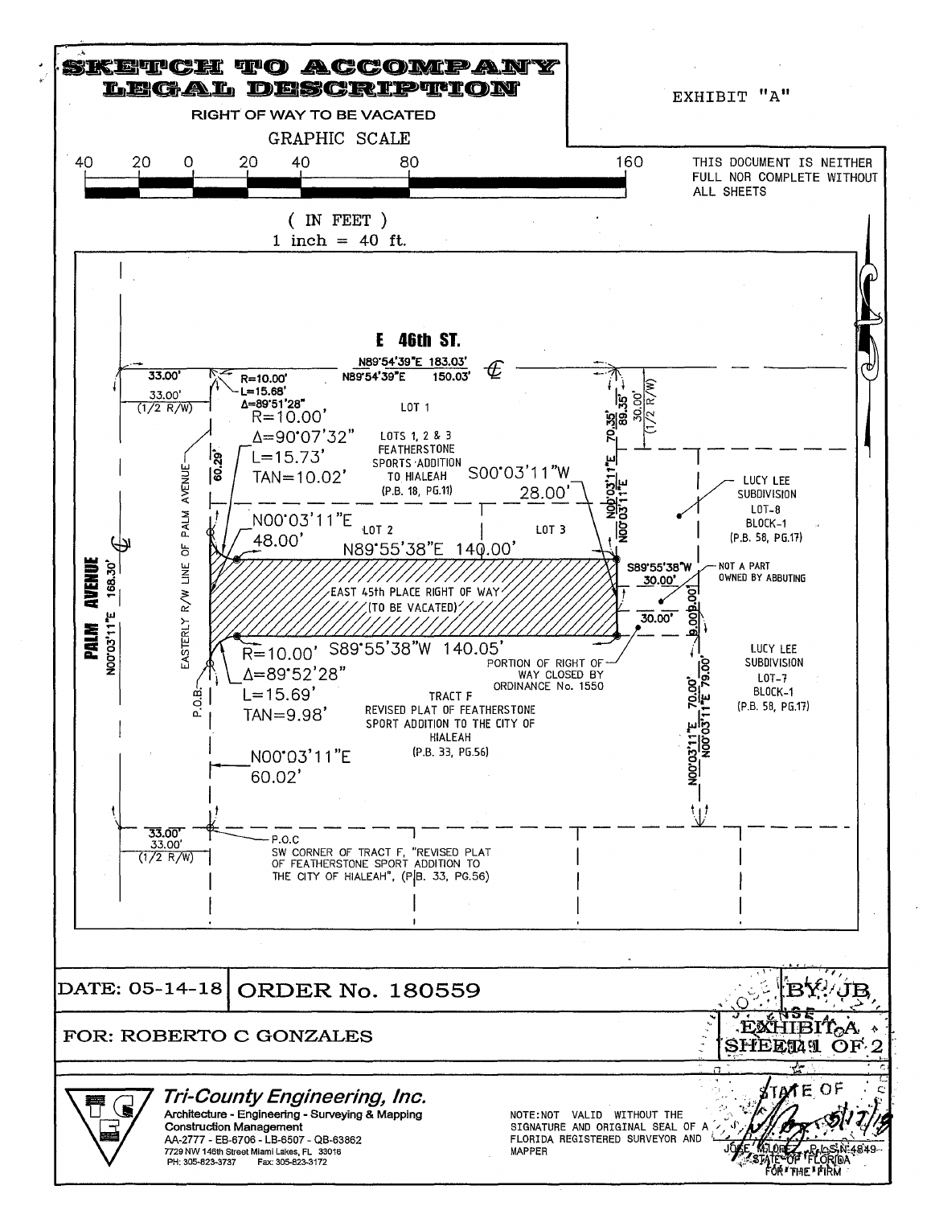# SKETCH TO ACCOMPANY LEGAL DESCRIPTION

RIGHT OF WAY TO BE VACATED

EXHIBIT "A"

GRAPHIC SCALE

40 20 0 20 40 80 160

( IN FEET )
1 inch = 40 ft.

THIS DOCUMENT IS NEITHER FULL NOR COMPLETE WITHOUT ALL SHEETS

E 46th ST.

N89°54'39"E 183.03'

N89°54'39"E 150.03'

33.00'

33.00' (1/2 R/W)

R=10.00'
L=15.68'
Δ=89°51'28"

R=10.00'
Δ=90°07'32"
L=15.73'
TAN=10.02'

LOT 1

LOTS 1, 2 & 3
FEATHERSTONE SPORTS ADDITION TO HIALEAH
(P.B. 18, PG.11)

S00°03'11"W
28.00'

70.35'
89.35'
30.00' (1/2 R/W)
N00°03'11"E
N00°03'11"E

60.29'

EASTERLY R/W LINE OF PALM AVENUE

N00°03'11"E
48.00'

LOT 2

LOT 3

N89°55'38"E 140.00'

LUCY LEE SUBDIVISION
LOT-8
BLOCK-1
(P.B. 58, PG.17)

PALM AVENUE

N00°03'11"E 168.30'

EAST 45th PLACE RIGHT OF WAY (TO BE VACATED)

S89°55'38"W
30.00'

NOT A PART OWNED BY ABBUTING

30.00'

9.00'

9.00'

R=10.00'
Δ=89°52'28"
L=15.69'
TAN=9.98'

S89°55'38"W 140.05'

PORTION OF RIGHT OF WAY CLOSED BY ORDINANCE No. 1550

P.O.B.

TRACT F
REVISED PLAT OF FEATHERSTONE SPORT ADDITION TO THE CITY OF HIALEAH
(P.B. 33, PG.56)

LUCY LEE SUBDIVISION
LOT-7
BLOCK-1
(P.B. 58, PG.17)

70.00'
79.00'
N00°03'11"E
N00°03'11"E

N00°03'11"E
60.02'

33.00'

33.00' (1/2 R/W)

P.O.C
SW CORNER OF TRACT F, "REVISED PLAT OF FEATHERSTONE SPORT ADDITION TO THE CITY OF HIALEAH", (P.B. 33, PG.56)

DATE: 05-14-18

ORDER No. 180559

BY: JB

FOR: ROBERTO C GONZALES

EXHIBIT A
SHEET 1 OF 2

*Tri-County Engineering, Inc.*
Architecture - Engineering - Surveying & Mapping
Construction Management
AA-2777 - EB-6706 - LB-6507 - QB-63862
7729 NW 146th Street Miami Lakes, FL 33016
PH: 305-823-3737 Fax: 305-823-3172

NOTE: NOT VALID WITHOUT THE SIGNATURE AND ORIGINAL SEAL OF A FLORIDA REGISTERED SURVEYOR AND MAPPER

JOSE M. LOPEZ, P.L.S. N 4849
STATE OF FLORIDA
FOR THE FIRM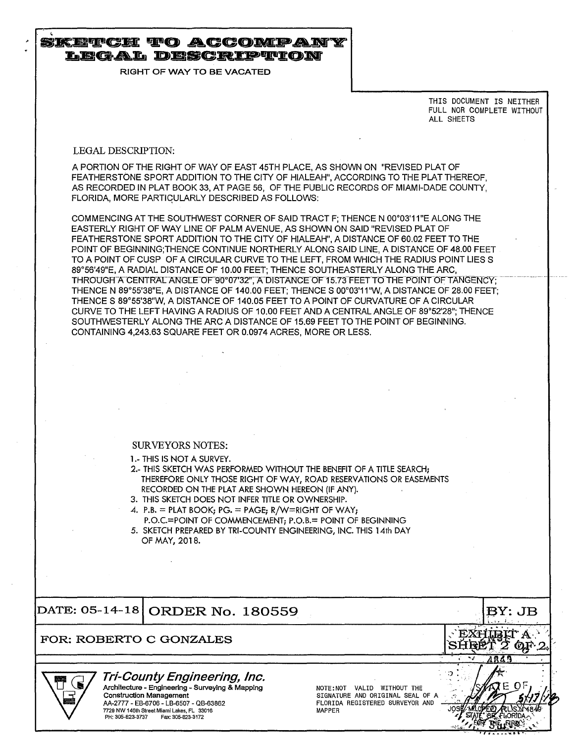# SKETCH TO ACCOMPANY LEGAL DESCRIPTION

RIGHT OF WAY TO BE VACATED

THIS DOCUMENT IS NEITHER FULL NOR COMPLETE WITHOUT ALL SHEETS

LEGAL DESCRIPTION:

A PORTION OF THE RIGHT OF WAY OF EAST 45TH PLACE, AS SHOWN ON "REVISED PLAT OF FEATHERSTONE SPORT ADDITION TO THE CITY OF HIALEAH", ACCORDING TO THE PLAT THEREOF, AS RECORDED IN PLAT BOOK 33, AT PAGE 56, OF THE PUBLIC RECORDS OF MIAMI-DADE COUNTY, FLORIDA, MORE PARTICULARLY DESCRIBED AS FOLLOWS:

COMMENCING AT THE SOUTHWEST CORNER OF SAID TRACT F; THENCE N 00°03'11"E ALONG THE EASTERLY RIGHT OF WAY LINE OF PALM AVENUE, AS SHOWN ON SAID "REVISED PLAT OF FEATHERSTONE SPORT ADDITION TO THE CITY OF HIALEAH", A DISTANCE OF 60.02 FEET TO THE POINT OF BEGINNING;THENCE CONTINUE NORTHERLY ALONG SAID LINE, A DISTANCE OF 48.00 FEET TO A POINT OF CUSP OF A CIRCULAR CURVE TO THE LEFT, FROM WHICH THE RADIUS POINT LIES S 89°56'49"E, A RADIAL DISTANCE OF 10.00 FEET; THENCE SOUTHEASTERLY ALONG THE ARC, THROUGH A CENTRAL ANGLE OF 90°07'32", A DISTANCE OF 15.73 FEET TO THE POINT OF TANGENCY; THENCE N 89°55'38"E, A DISTANCE OF 140.00 FEET; THENCE S 00°03'11"W, A DISTANCE OF 28.00 FEET; THENCE S 89°55'38"W, A DISTANCE OF 140.05 FEET TO A POINT OF CURVATURE OF A CIRCULAR CURVE TO THE LEFT HAVING A RADIUS OF 10.00 FEET AND A CENTRAL ANGLE OF 89°52'28"; THENCE SOUTHWESTERLY ALONG THE ARC A DISTANCE OF 15.69 FEET TO THE POINT OF BEGINNING. CONTAINING 4,243.63 SQUARE FEET OR 0.0974 ACRES, MORE OR LESS.

SURVEYORS NOTES:

1.- THIS IS NOT A SURVEY.
2.- THIS SKETCH WAS PERFORMED WITHOUT THE BENEFIT OF A TITLE SEARCH; THEREFORE ONLY THOSE RIGHT OF WAY, ROAD RESERVATIONS OR EASEMENTS RECORDED ON THE PLAT ARE SHOWN HEREON (IF ANY).
3. THIS SKETCH DOES NOT INFER TITLE OR OWNERSHIP.
4. P.B. = PLAT BOOK; PG. = PAGE; R/W=RIGHT OF WAY; P.O.C.=POINT OF COMMENCEMENT; P.O.B.= POINT OF BEGINNING
5. SKETCH PREPARED BY TRI-COUNTY ENGINEERING, INC. THIS 14th DAY OF MAY, 2018.

| DATE: 05-14-18 | ORDER No. 180559 | BY: JB |
|---|---|---|
| FOR: ROBERTO C GONZALES | | EXHIBIT A SHEET 2 OF 2 |

**Tri-County Engineering, Inc.**
Architecture - Engineering - Surveying & Mapping
Construction Management
AA-2777 - EB-6706 - LB-6507 - QB-63862
7729 NW 146th Street Miami Lakes, FL 33016
PH: 305-823-3737 Fax: 305-823-3172

NOTE: NOT VALID WITHOUT THE SIGNATURE AND ORIGINAL SEAL OF A FLORIDA REGISTERED SURVEYOR AND MAPPER

JOSE MLOPEZ PLS N 4849 STATE OF FLORIDA FOR THE FIRM 5/17/18